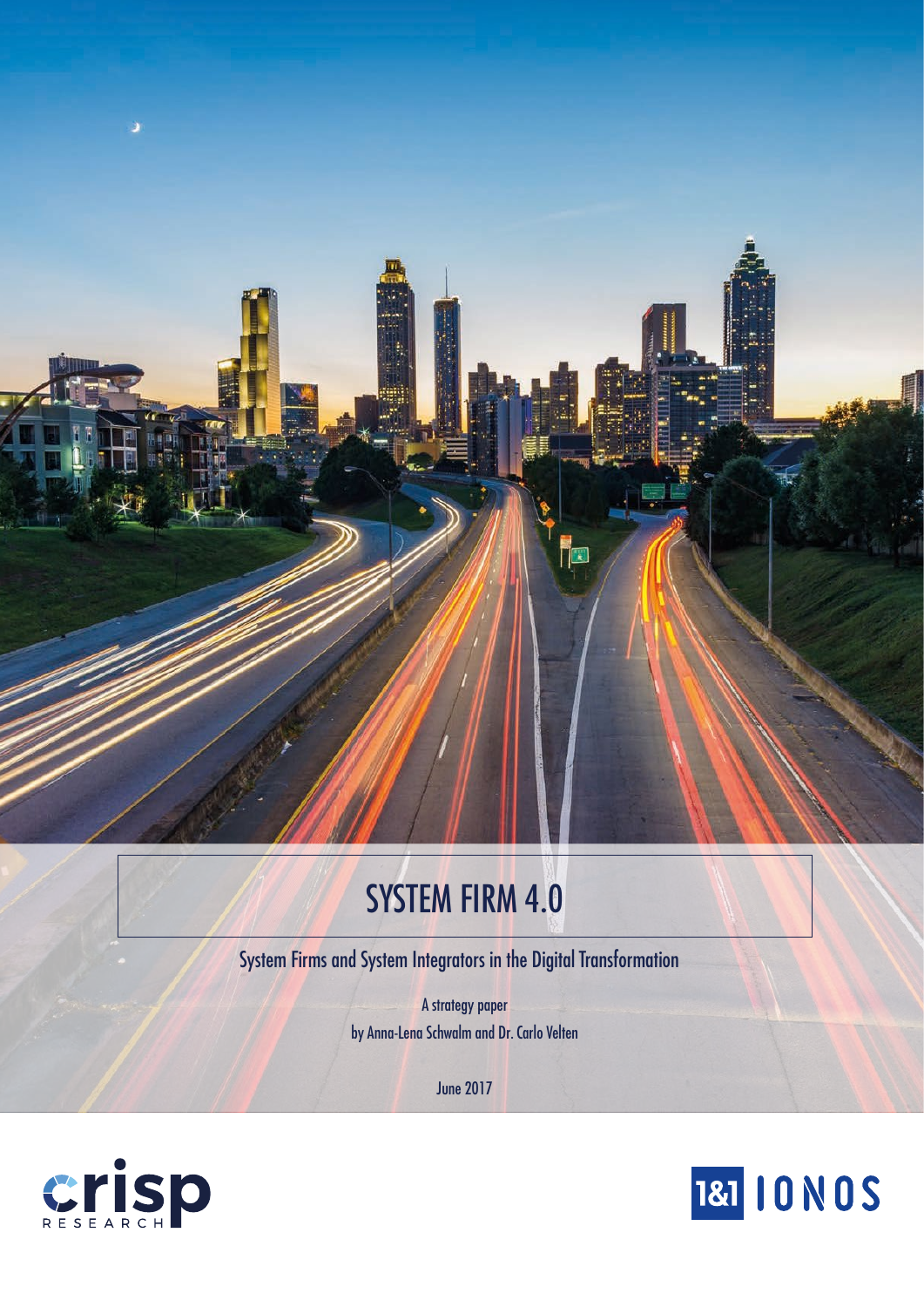# SYSTEM FIRM 4.0

System Firms and System Integrators in the Digital Transformation

A strategy paper

by Anna-Lena Schwalm and Dr. Carlo Velten

June 2017

crisp RESEARCH

1&1 IONOS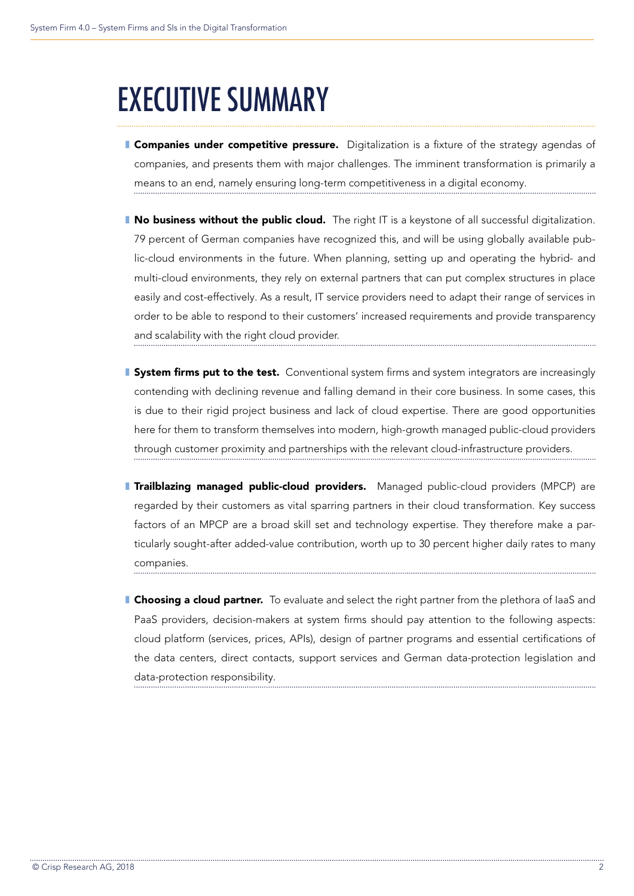# EXECUTIVE SUMMARY

- **Companies under competitive pressure.** Digitalization is a fixture of the strategy agendas of companies, and presents them with major challenges. The imminent transformation is primarily a means to an end, namely ensuring long-term competitiveness in a digital economy.

- **No business without the public cloud.** The right IT is a keystone of all successful digitalization. 79 percent of German companies have recognized this, and will be using globally available public-cloud environments in the future. When planning, setting up and operating the hybrid- and multi-cloud environments, they rely on external partners that can put complex structures in place easily and cost-effectively. As a result, IT service providers need to adapt their range of services in order to be able to respond to their customers' increased requirements and provide transparency and scalability with the right cloud provider.

- **System firms put to the test.** Conventional system firms and system integrators are increasingly contending with declining revenue and falling demand in their core business. In some cases, this is due to their rigid project business and lack of cloud expertise. There are good opportunities here for them to transform themselves into modern, high-growth managed public-cloud providers through customer proximity and partnerships with the relevant cloud-infrastructure providers.

- **Trailblazing managed public-cloud providers.** Managed public-cloud providers (MPCP) are regarded by their customers as vital sparring partners in their cloud transformation. Key success factors of an MPCP are a broad skill set and technology expertise. They therefore make a particularly sought-after added-value contribution, worth up to 30 percent higher daily rates to many companies.

- **Choosing a cloud partner.** To evaluate and select the right partner from the plethora of IaaS and PaaS providers, decision-makers at system firms should pay attention to the following aspects: cloud platform (services, prices, APIs), design of partner programs and essential certifications of the data centers, direct contacts, support services and German data-protection legislation and data-protection responsibility.

© Crisp Research AG, 2018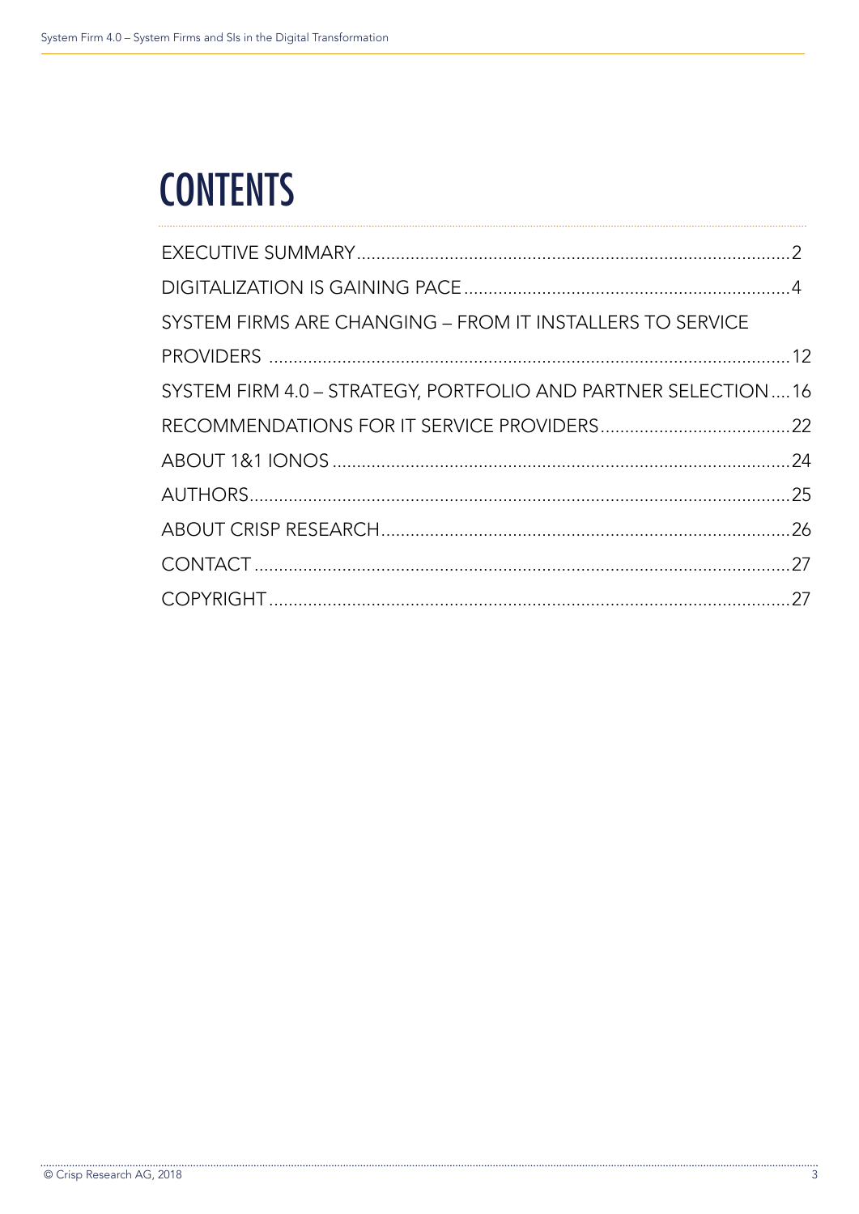# CONTENTS

| | |
|---|---|
| EXECUTIVE SUMMARY | 2 |
| DIGITALIZATION IS GAINING PACE | 4 |
| SYSTEM FIRMS ARE CHANGING – FROM IT INSTALLERS TO SERVICE PROVIDERS | 12 |
| SYSTEM FIRM 4.0 – STRATEGY, PORTFOLIO AND PARTNER SELECTION | 16 |
| RECOMMENDATIONS FOR IT SERVICE PROVIDERS | 22 |
| ABOUT 1&1 IONOS | 24 |
| AUTHORS | 25 |
| ABOUT CRISP RESEARCH | 26 |
| CONTACT | 27 |
| COPYRIGHT | 27 |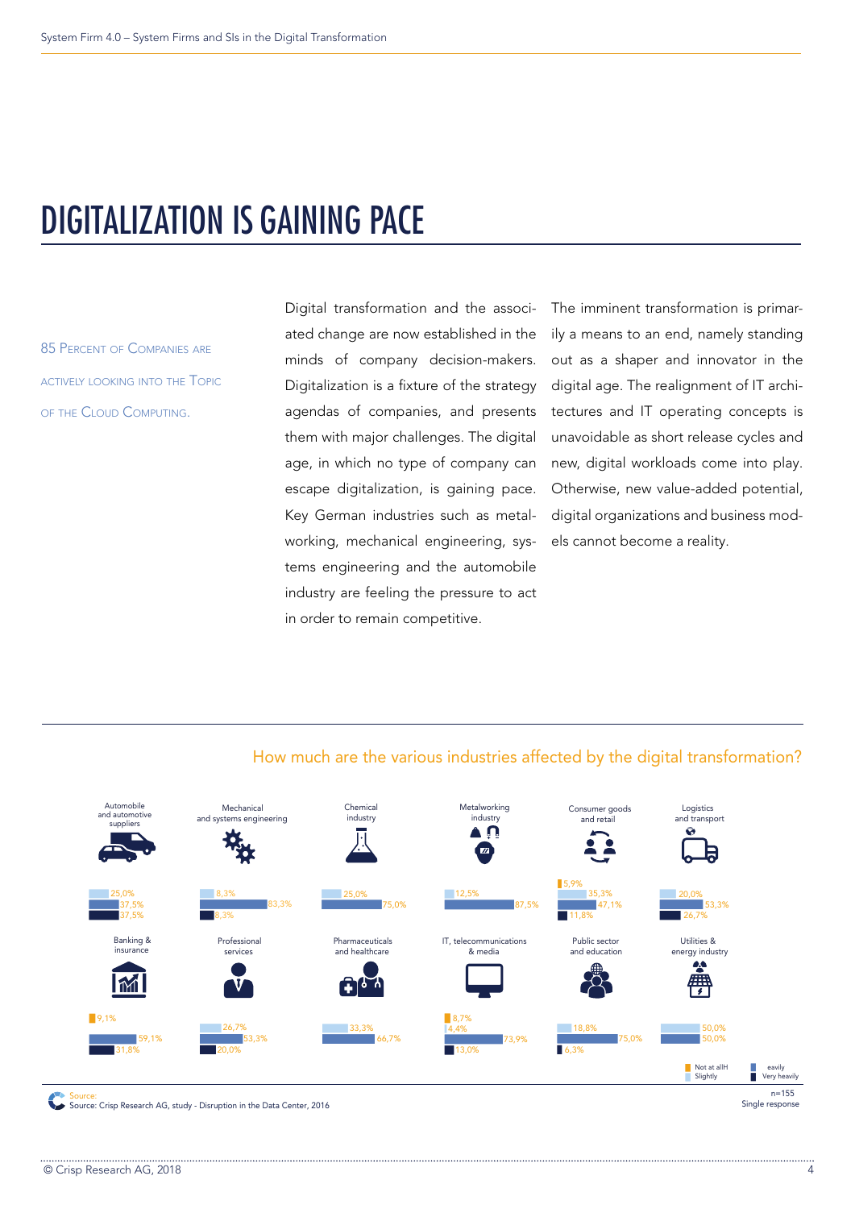# DIGITALIZATION IS GAINING PACE

85 Percent of Companies are actively looking into the Topic of the Cloud Computing.

Digital transformation and the associated change are now established in the minds of company decision-makers. Digitalization is a fixture of the strategy agendas of companies, and presents them with major challenges. The digital age, in which no type of company can escape digitalization, is gaining pace. Key German industries such as metalworking, mechanical engineering, systems engineering and the automobile industry are feeling the pressure to act in order to remain competitive.

The imminent transformation is primarily a means to an end, namely standing out as a shaper and innovator in the digital age. The realignment of IT architectures and IT operating concepts is unavoidable as short release cycles and new, digital workloads come into play. Otherwise, new value-added potential, digital organizations and business models cannot become a reality.

## How much are the various industries affected by the digital transformation?

Automobile and automotive suppliers
25,0%
37,5%
37,5%

Mechanical and systems engineering
8,3%
83,3%
8,3%

Chemical industry
25,0%
75,0%

Metalworking industry
12,5%
87,5%

Consumer goods and retail
5,9%
35,3%
47,1%
11,8%

Logistics and transport
20,0%
53,3%
26,7%

Banking & insurance
9,1%
59,1%
31,8%

Professional services
26,7%
53,3%
20,0%

Pharmaceuticals and healthcare
33,3%
66,7%

IT, telecommunications & media
8,7%
4,4%
73,9%
13,0%

Public sector and education
18,8%
75,0%
6,3%

Utilities & energy industry
50,0%
50,0%

Not at allH
Slightly
eavily
Very heavily

n=155
Single response

Source:
Source: Crisp Research AG, study - Disruption in the Data Center, 2016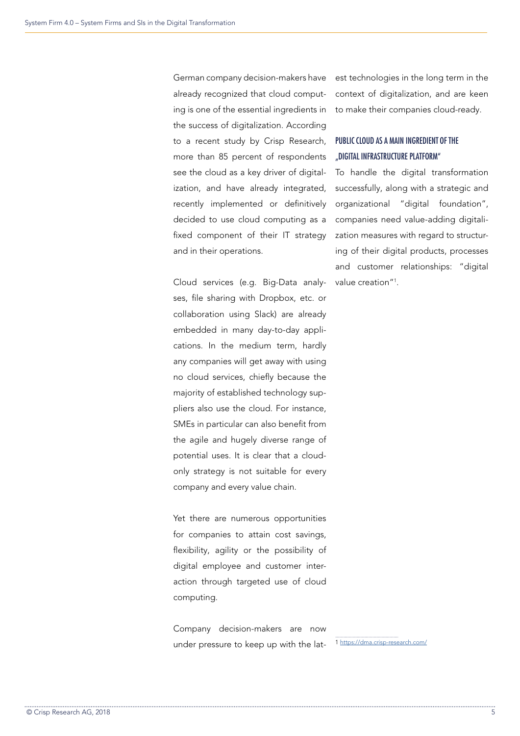German company decision-makers have already recognized that cloud computing is one of the essential ingredients in the success of digitalization. According to a recent study by Crisp Research, more than 85 percent of respondents see the cloud as a key driver of digitalization, and have already integrated, recently implemented or definitively decided to use cloud computing as a fixed component of their IT strategy and in their operations.

Cloud services (e.g. Big-Data analyses, file sharing with Dropbox, etc. or collaboration using Slack) are already embedded in many day-to-day applications. In the medium term, hardly any companies will get away with using no cloud services, chiefly because the majority of established technology suppliers also use the cloud. For instance, SMEs in particular can also benefit from the agile and hugely diverse range of potential uses. It is clear that a cloud-only strategy is not suitable for every company and every value chain.

Yet there are numerous opportunities for companies to attain cost savings, flexibility, agility or the possibility of digital employee and customer interaction through targeted use of cloud computing.

Company decision-makers are now under pressure to keep up with the latest technologies in the long term in the context of digitalization, and are keen to make their companies cloud-ready.

### PUBLIC CLOUD AS A MAIN INGREDIENT OF THE „DIGITAL INFRASTRUCTURE PLATFORM"

To handle the digital transformation successfully, along with a strategic and organizational "digital foundation", companies need value-adding digitalization measures with regard to structuring of their digital products, processes and customer relationships: "digital value creation"[1].

1 https://dma.crisp-research.com/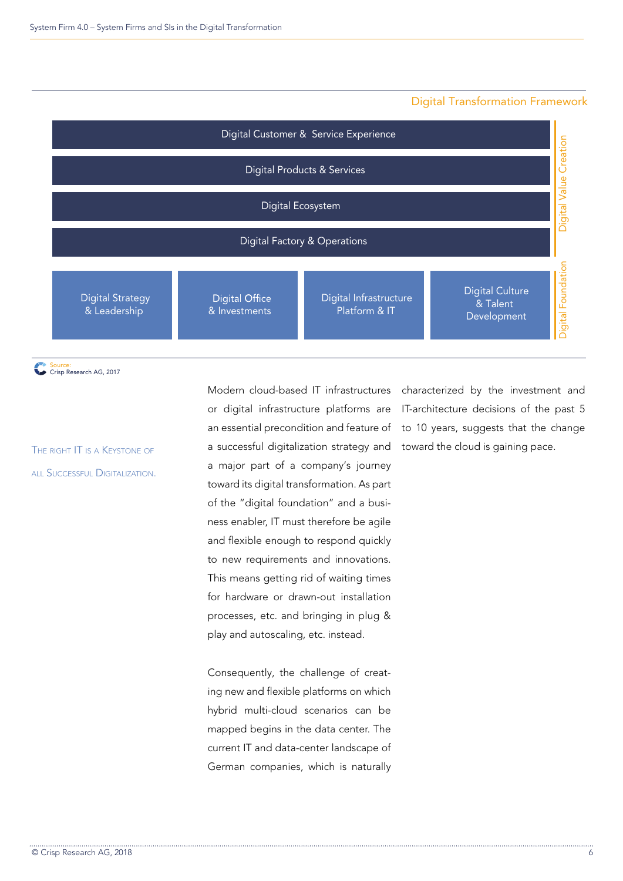Digital Transformation Framework

Digital Customer & Service Experience

Digital Products & Services

Digital Ecosystem

Digital Factory & Operations

Digital Value Creation

Digital Strategy & Leadership

Digital Office & Investments

Digital Infrastructure Platform & IT

Digital Culture & Talent Development

Digital Foundation

Source:
Crisp Research AG, 2017

THE RIGHT IT IS A KEYSTONE OF ALL SUCCESSFUL DIGITALIZATION.

Modern cloud-based IT infrastructures or digital infrastructure platforms are an essential precondition and feature of a successful digitalization strategy and a major part of a company's journey toward its digital transformation. As part of the "digital foundation" and a business enabler, IT must therefore be agile and flexible enough to respond quickly to new requirements and innovations. This means getting rid of waiting times for hardware or drawn-out installation processes, etc. and bringing in plug & play and autoscaling, etc. instead.

Consequently, the challenge of creating new and flexible platforms on which hybrid multi-cloud scenarios can be mapped begins in the data center. The current IT and data-center landscape of German companies, which is naturally characterized by the investment and IT-architecture decisions of the past 5 to 10 years, suggests that the change toward the cloud is gaining pace.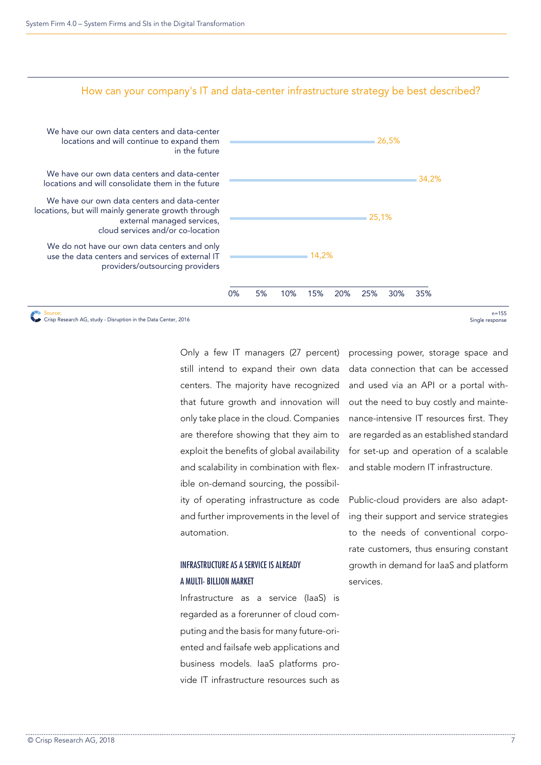### How can your company's IT and data-center infrastructure strategy be best described?

We have our own data centers and data-center locations and will continue to expand them in the future
26,5%

We have our own data centers and data-center locations and will consolidate them in the future
34,2%

We have our own data centers and data-center locations, but will mainly generate growth through external managed services, cloud services and/or co-location
25,1%

We do not have our own data centers and only use the data centers and services of external IT providers/outsourcing providers
14,2%

0% 5% 10% 15% 20% 25% 30% 35%

Source:
Crisp Research AG, study - Disruption in the Data Center, 2016

n=155
Single response

Only a few IT managers (27 percent) still intend to expand their own data centers. The majority have recognized that future growth and innovation will only take place in the cloud. Companies are therefore showing that they aim to exploit the benefits of global availability and scalability in combination with flexible on-demand sourcing, the possibility of operating infrastructure as code and further improvements in the level of automation.

## INFRASTRUCTURE AS A SERVICE IS ALREADY A MULTI- BILLION MARKET

Infrastructure as a service (IaaS) is regarded as a forerunner of cloud computing and the basis for many future-oriented and failsafe web applications and business models. IaaS platforms provide IT infrastructure resources such as processing power, storage space and data connection that can be accessed and used via an API or a portal without the need to buy costly and maintenance-intensive IT resources first. They are regarded as an established standard for set-up and operation of a scalable and stable modern IT infrastructure.

Public-cloud providers are also adapting their support and service strategies to the needs of conventional corporate customers, thus ensuring constant growth in demand for IaaS and platform services.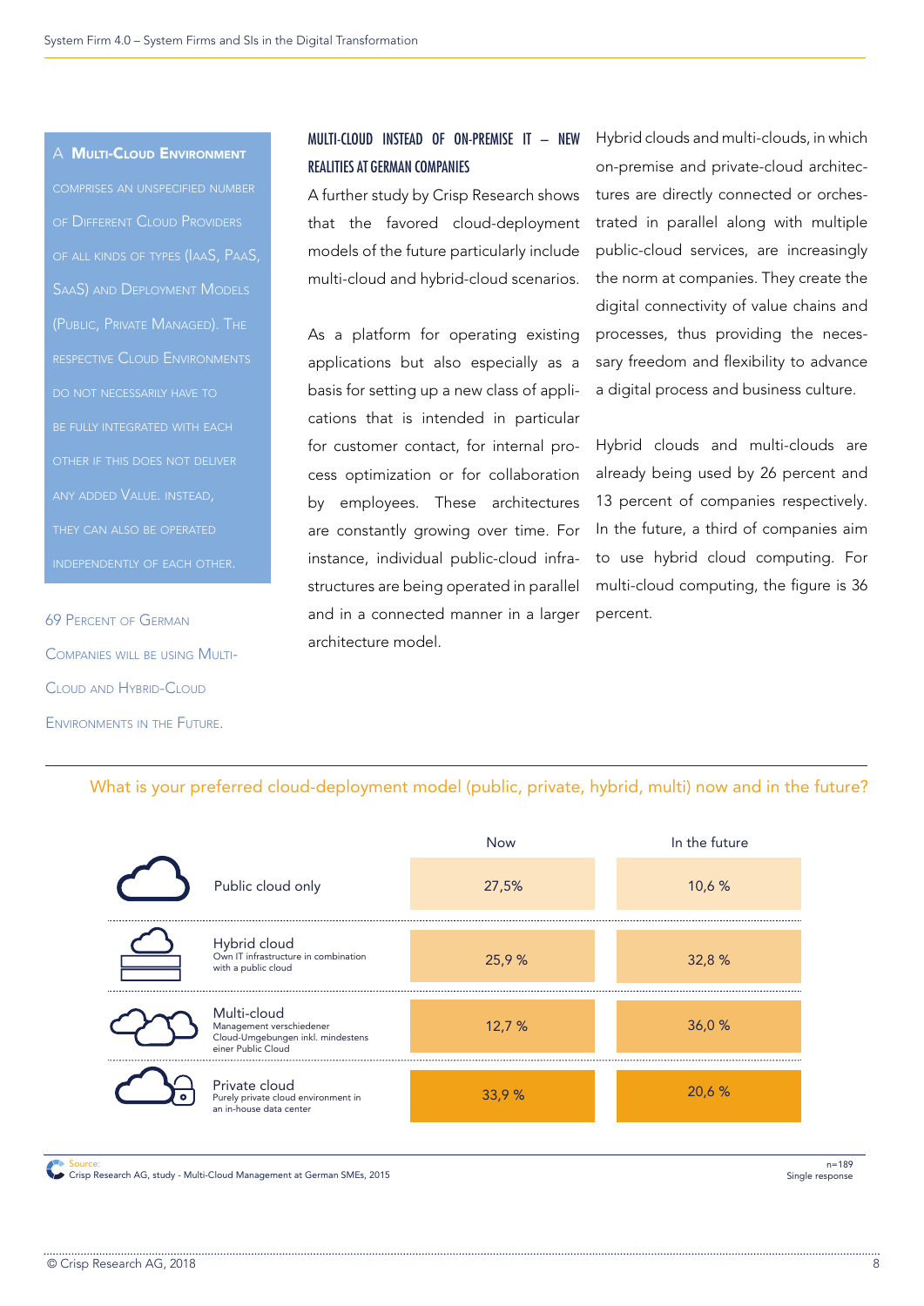A **Multi-Cloud Environment** comprises an unspecified number of Different Cloud Providers of all kinds of types (IaaS, PaaS, SaaS) and Deployment Models (Public, Private Managed). The respective Cloud Environments do not necessarily have to be fully integrated with each other if this does not deliver any added Value. Instead, they can also be operated independently of each other.

69 Percent of German Companies will be using Multi-Cloud and Hybrid-Cloud Environments in the Future.

## Multi-Cloud instead of On-Premise IT – New Realities at German Companies

A further study by Crisp Research shows that the favored cloud-deployment models of the future particularly include multi-cloud and hybrid-cloud scenarios.

As a platform for operating existing applications but also especially as a basis for setting up a new class of applications that is intended in particular for customer contact, for internal process optimization or for collaboration by employees. These architectures are constantly growing over time. For instance, individual public-cloud infrastructures are being operated in parallel and in a connected manner in a larger architecture model.

Hybrid clouds and multi-clouds, in which on-premise and private-cloud architectures are directly connected or orchestrated in parallel along with multiple public-cloud services, are increasingly the norm at companies. They create the digital connectivity of value chains and processes, thus providing the necessary freedom and flexibility to advance a digital process and business culture.

Hybrid clouds and multi-clouds are already being used by 26 percent and 13 percent of companies respectively. In the future, a third of companies aim to use hybrid cloud computing. For multi-cloud computing, the figure is 36 percent.

What is your preferred cloud-deployment model (public, private, hybrid, multi) now and in the future?

Now

In the future

Public cloud only
27,5%
10,6 %

Hybrid cloud
Own IT infrastructure in combination with a public cloud
25,9 %
32,8 %

Multi-cloud
Management verschiedener Cloud-Umgebungen inkl. mindestens einer Public Cloud
12,7 %
36,0 %

Private cloud
Purely private cloud environment in an in-house data center
33,9 %
20,6 %

Source:
Crisp Research AG, study - Multi-Cloud Management at German SMEs, 2015

n=189
Single response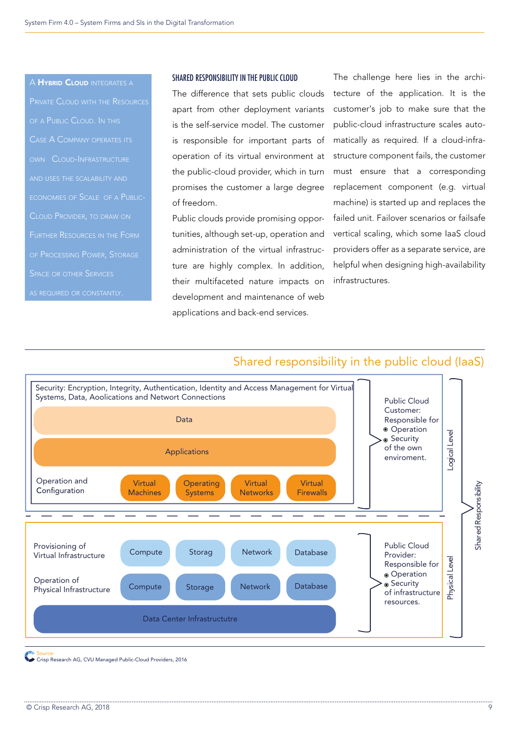A **Hybrid Cloud** integrates a Private Cloud with the Resources of a Public Cloud. In this Case A Company operates its own Cloud-Infrastructure and uses the scalability and economies of Scale of a Public-Cloud Provider, to draw on further Resources in the Form of Processing Power, Storage Space or other Services as required or constantly.

### SHARED RESPONSIBILITY IN THE PUBLIC CLOUD

The difference that sets public clouds apart from other deployment variants is the self-service model. The customer is responsible for important parts of operation of its virtual environment at the public-cloud provider, which in turn promises the customer a large degree of freedom.

Public clouds provide promising opportunities, although set-up, operation and administration of the virtual infrastructure are highly complex. In addition, their multifaceted nature impacts on development and maintenance of web applications and back-end services.

The challenge here lies in the architecture of the application. It is the customer's job to make sure that the public-cloud infrastructure scales automatically as required. If a cloud-infrastructure component fails, the customer must ensure that a corresponding replacement component (e.g. virtual machine) is started up and replaces the failed unit. Failover scenarios or failsafe vertical scaling, which some IaaS cloud providers offer as a separate service, are helpful when designing high-availability infrastructures.

## Shared responsibility in the public cloud (IaaS)

Security: Encryption, Integrity, Authentication, Identity and Access Management for Virtual Systems, Data, Aoolications and Networt Connections

Data

Applications

Operation and Configuration — Virtual Machines, Operating Systems, Virtual Networks, Virtual Firewalls

Public Cloud Customer: Responsible for
- Operation
- Security

of the own enviroment.

Logical Level

Provisioning of Virtual Infrastructure — Compute, Storag, Network, Database

Operation of Physical Infrastructure — Compute, Storage, Network, Database

Data Center Infrastructutre

Public Cloud Provider: Responsible for
- Operation
- Security

of infrastructure resources.

Physical Level

Shared Responsibility

Source:
Crisp Research AG, CVU Managed Public-Cloud Providers, 2016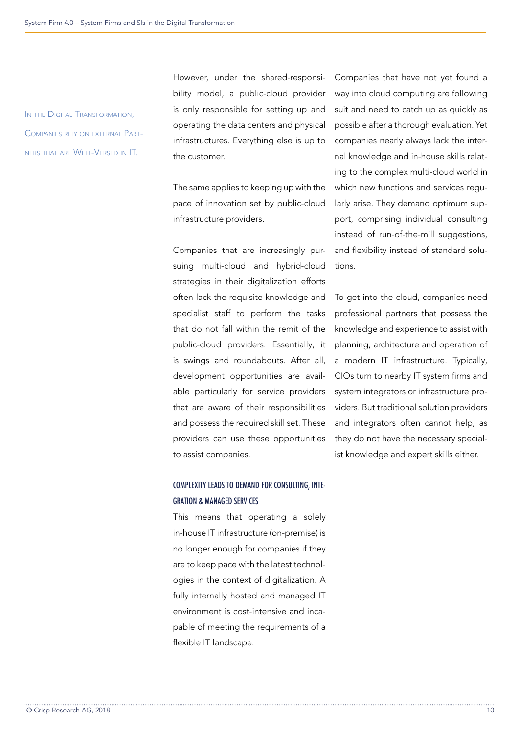In the Digital Transformation, companies rely on external partners that are well-versed in IT.

However, under the shared-responsibility model, a public-cloud provider is only responsible for setting up and operating the data centers and physical infrastructures. Everything else is up to the customer.

The same applies to keeping up with the pace of innovation set by public-cloud infrastructure providers.

Companies that are increasingly pursuing multi-cloud and hybrid-cloud strategies in their digitalization efforts often lack the requisite knowledge and specialist staff to perform the tasks that do not fall within the remit of the public-cloud providers. Essentially, it is swings and roundabouts. After all, development opportunities are available particularly for service providers that are aware of their responsibilities and possess the required skill set. These providers can use these opportunities to assist companies.

### COMPLEXITY LEADS TO DEMAND FOR CONSULTING, INTEGRATION & MANAGED SERVICES

This means that operating a solely in-house IT infrastructure (on-premise) is no longer enough for companies if they are to keep pace with the latest technologies in the context of digitalization. A fully internally hosted and managed IT environment is cost-intensive and incapable of meeting the requirements of a flexible IT landscape.

Companies that have not yet found a way into cloud computing are following suit and need to catch up as quickly as possible after a thorough evaluation. Yet companies nearly always lack the internal knowledge and in-house skills relating to the complex multi-cloud world in which new functions and services regularly arise. They demand optimum support, comprising individual consulting instead of run-of-the-mill suggestions, and flexibility instead of standard solutions.

To get into the cloud, companies need professional partners that possess the knowledge and experience to assist with planning, architecture and operation of a modern IT infrastructure. Typically, CIOs turn to nearby IT system firms and system integrators or infrastructure providers. But traditional solution providers and integrators often cannot help, as they do not have the necessary specialist knowledge and expert skills either.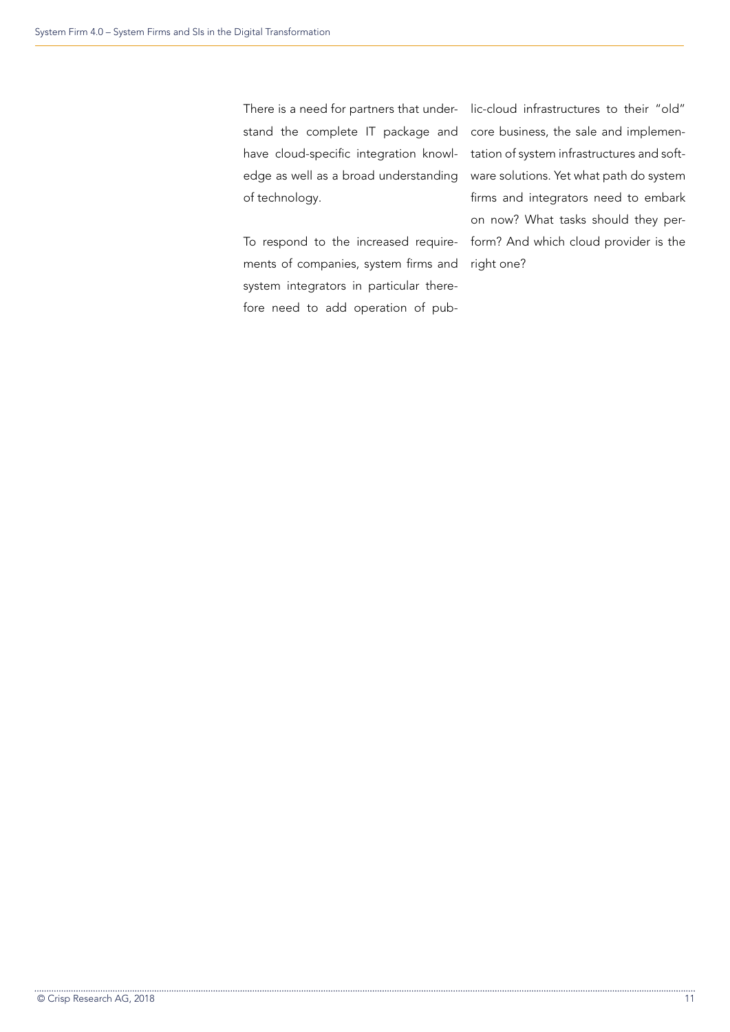There is a need for partners that understand the complete IT package and have cloud-specific integration knowledge as well as a broad understanding of technology.

To respond to the increased requirements of companies, system firms and system integrators in particular therefore need to add operation of public-cloud infrastructures to their "old" core business, the sale and implementation of system infrastructures and software solutions. Yet what path do system firms and integrators need to embark on now? What tasks should they perform? And which cloud provider is the right one?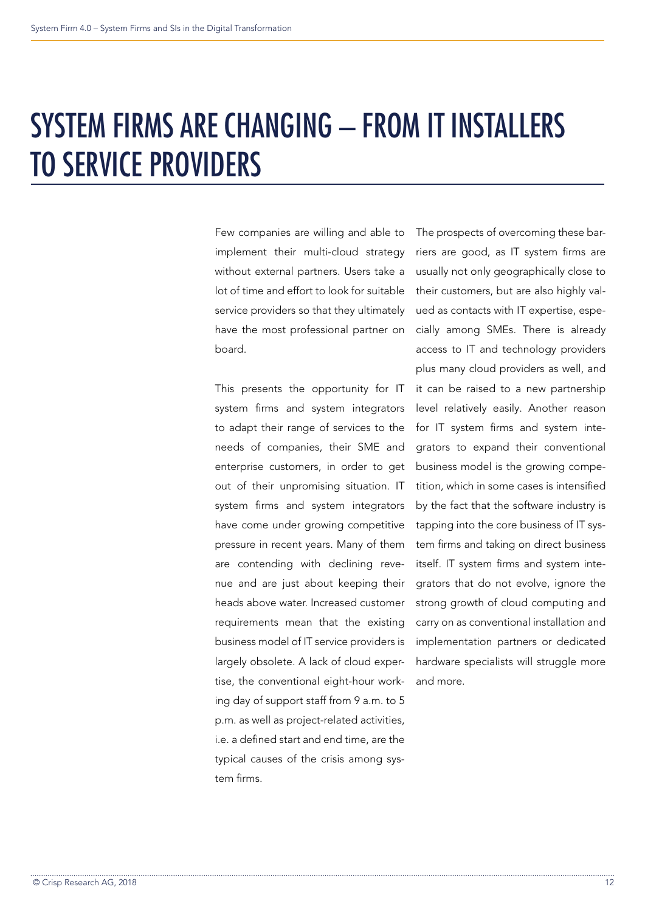# SYSTEM FIRMS ARE CHANGING – FROM IT INSTALLERS TO SERVICE PROVIDERS

Few companies are willing and able to implement their multi-cloud strategy without external partners. Users take a lot of time and effort to look for suitable service providers so that they ultimately have the most professional partner on board.

This presents the opportunity for IT system firms and system integrators to adapt their range of services to the needs of companies, their SME and enterprise customers, in order to get out of their unpromising situation. IT system firms and system integrators have come under growing competitive pressure in recent years. Many of them are contending with declining revenue and are just about keeping their heads above water. Increased customer requirements mean that the existing business model of IT service providers is largely obsolete. A lack of cloud expertise, the conventional eight-hour working day of support staff from 9 a.m. to 5 p.m. as well as project-related activities, i.e. a defined start and end time, are the typical causes of the crisis among system firms.

The prospects of overcoming these barriers are good, as IT system firms are usually not only geographically close to their customers, but are also highly valued as contacts with IT expertise, especially among SMEs. There is already access to IT and technology providers plus many cloud providers as well, and it can be raised to a new partnership level relatively easily. Another reason for IT system firms and system integrators to expand their conventional business model is the growing competition, which in some cases is intensified by the fact that the software industry is tapping into the core business of IT system firms and taking on direct business itself. IT system firms and system integrators that do not evolve, ignore the strong growth of cloud computing and carry on as conventional installation and implementation partners or dedicated hardware specialists will struggle more and more.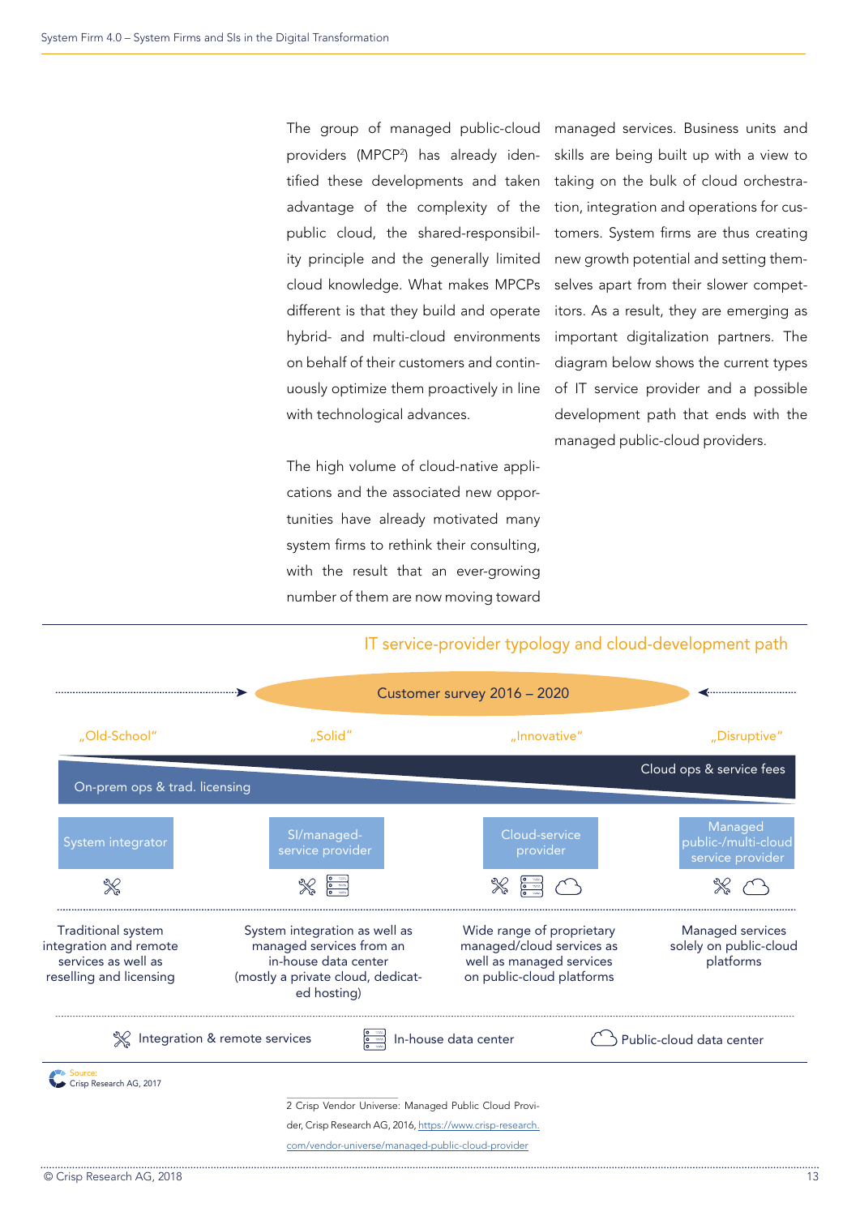The group of managed public-cloud providers (MPCP[2]) has already identified these developments and taken advantage of the complexity of the public cloud, the shared-responsibility principle and the generally limited cloud knowledge. What makes MPCPs different is that they build and operate hybrid- and multi-cloud environments on behalf of their customers and continuously optimize them proactively in line with technological advances.

The high volume of cloud-native applications and the associated new opportunities have already motivated many system firms to rethink their consulting, with the result that an ever-growing number of them are now moving toward managed services. Business units and skills are being built up with a view to taking on the bulk of cloud orchestration, integration and operations for customers. System firms are thus creating new growth potential and setting themselves apart from their slower competitors. As a result, they are emerging as important digitalization partners. The diagram below shows the current types of IT service provider and a possible development path that ends with the managed public-cloud providers.

## IT service-provider typology and cloud-development path

Customer survey 2016 – 2020

On-prem ops & trad. licensing → Cloud ops & service fees

| „Old-School" | „Solid" | „Innovative" | „Disruptive" |
|---|---|---|---|
| System integrator | SI/managed-service provider | Cloud-service provider | Managed public-/multi-cloud service provider |
| Integration & remote services | Integration & remote services; In-house data center | Integration & remote services; In-house data center; Public-cloud data center | Integration & remote services; Public-cloud data center |
| Traditional system integration and remote services as well as reselling and licensing | System integration as well as managed services from an in-house data center (mostly a private cloud, dedicated hosting) | Wide range of proprietary managed/cloud services as well as managed services on public-cloud platforms | Managed services solely on public-cloud platforms |

Legend: Integration & remote services · In-house data center · Public-cloud data center

Source: Crisp Research AG, 2017

2 Crisp Vendor Universe: Managed Public Cloud Provider, Crisp Research AG, 2016, https://www.crisp-research.com/vendor-universe/managed-public-cloud-provider

© Crisp Research AG, 2018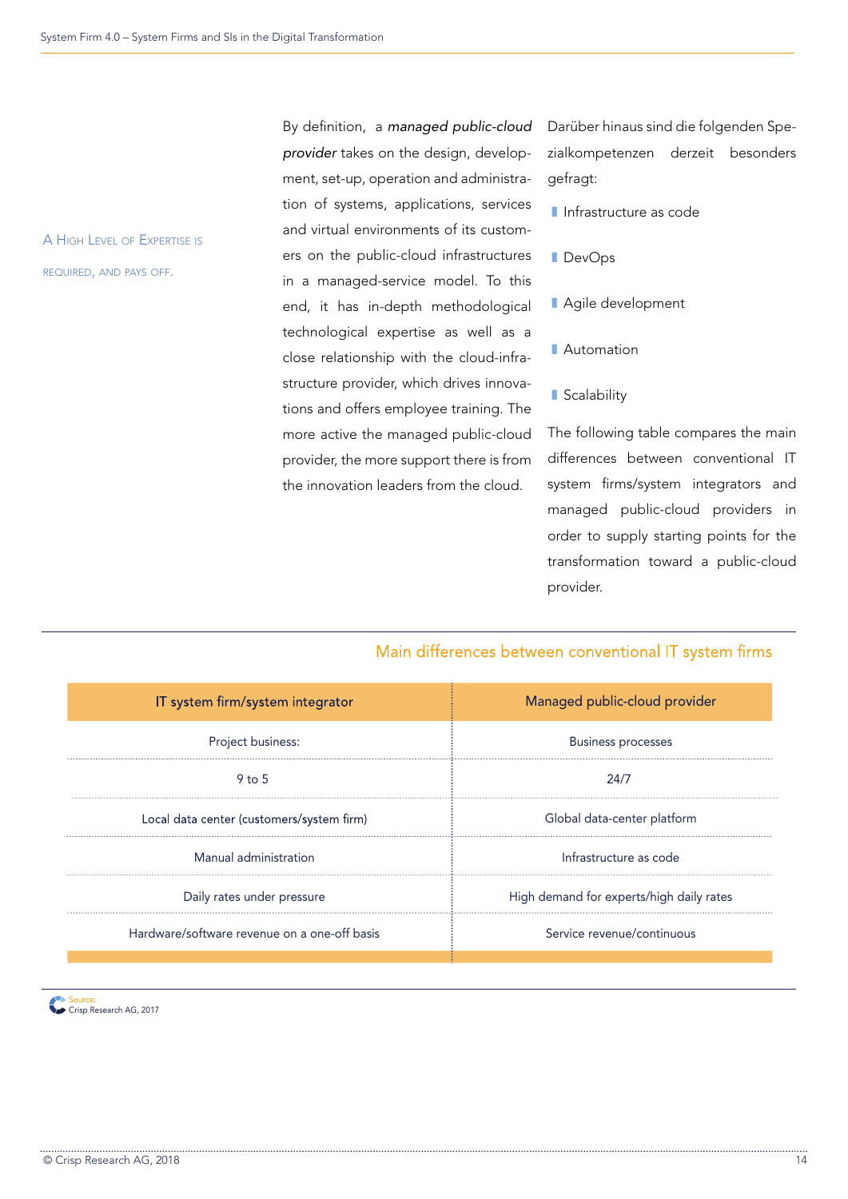A HIGH LEVEL OF EXPERTISE IS REQUIRED, AND PAYS OFF.

By definition, a ***managed public-cloud provider*** takes on the design, development, set-up, operation and administration of systems, applications, services and virtual environments of its customers on the public-cloud infrastructures in a managed-service model. To this end, it has in-depth methodological technological expertise as well as a close relationship with the cloud-infrastructure provider, which drives innovations and offers employee training. The more active the managed public-cloud provider, the more support there is from the innovation leaders from the cloud.

Darüber hinaus sind die folgenden Spezialkompetenzen derzeit besonders gefragt:

- Infrastructure as code
- DevOps
- Agile development
- Automation
- Scalability

The following table compares the main differences between conventional IT system firms/system integrators and managed public-cloud providers in order to supply starting points for the transformation toward a public-cloud provider.

## Main differences between conventional IT system firms

| IT system firm/system integrator | Managed public-cloud provider |
|---|---|
| Project business: | Business processes |
| 9 to 5 | 24/7 |
| Local data center (customers/system firm) | Global data-center platform |
| Manual administration | Infrastructure as code |
| Daily rates under pressure | High demand for experts/high daily rates |
| Hardware/software revenue on a one-off basis | Service revenue/continuous |

Source:
Crisp Research AG, 2017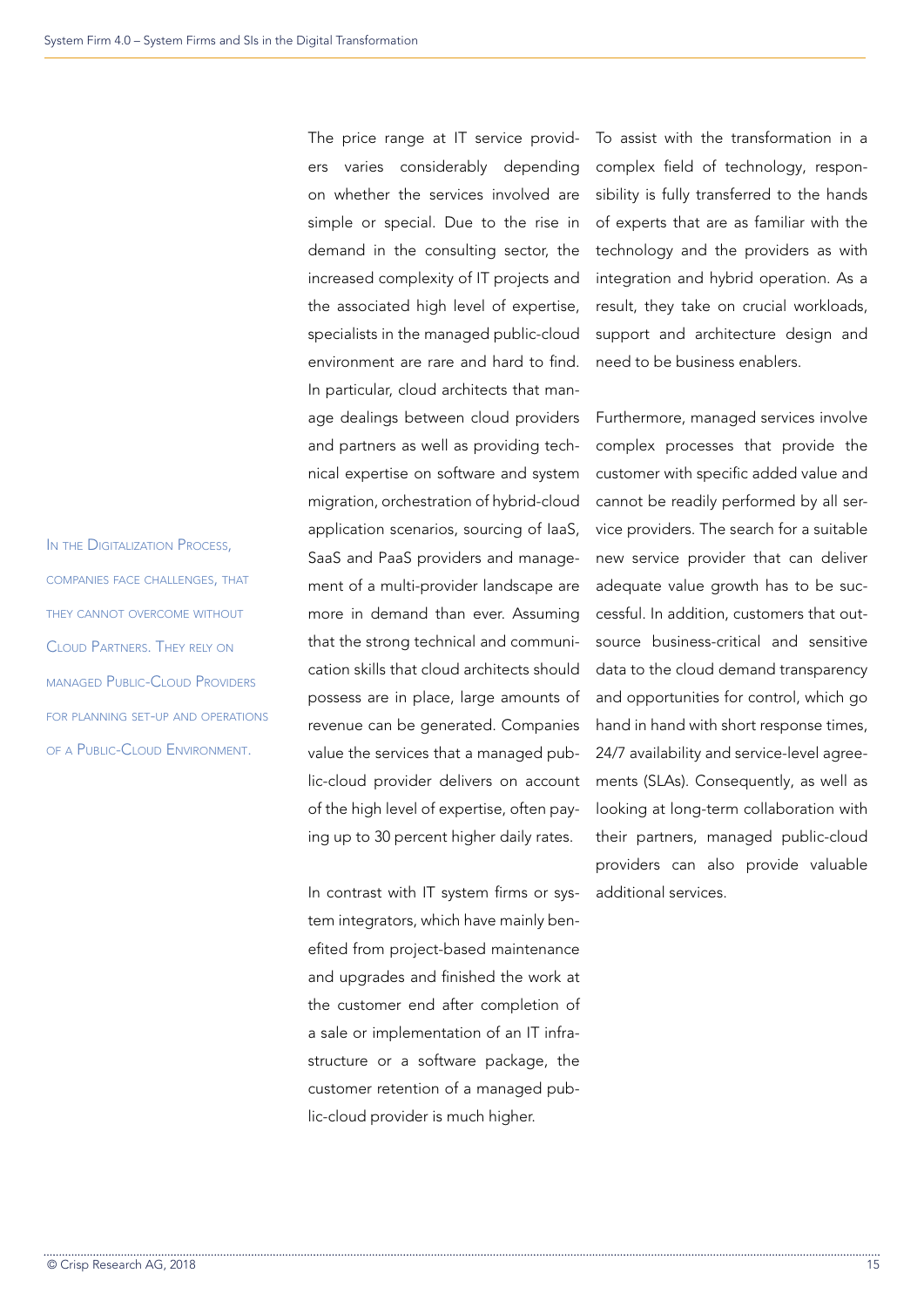In the Digitalization Process, companies face challenges, that they cannot overcome without Cloud Partners. They rely on managed Public-Cloud Providers for planning set-up and operations of a Public-Cloud Environment.

The price range at IT service providers varies considerably depending on whether the services involved are simple or special. Due to the rise in demand in the consulting sector, the increased complexity of IT projects and the associated high level of expertise, specialists in the managed public-cloud environment are rare and hard to find. In particular, cloud architects that manage dealings between cloud providers and partners as well as providing technical expertise on software and system migration, orchestration of hybrid-cloud application scenarios, sourcing of IaaS, SaaS and PaaS providers and management of a multi-provider landscape are more in demand than ever. Assuming that the strong technical and communication skills that cloud architects should possess are in place, large amounts of revenue can be generated. Companies value the services that a managed public-cloud provider delivers on account of the high level of expertise, often paying up to 30 percent higher daily rates.

In contrast with IT system firms or system integrators, which have mainly benefited from project-based maintenance and upgrades and finished the work at the customer end after completion of a sale or implementation of an IT infrastructure or a software package, the customer retention of a managed public-cloud provider is much higher.

To assist with the transformation in a complex field of technology, responsibility is fully transferred to the hands of experts that are as familiar with the technology and the providers as with integration and hybrid operation. As a result, they take on crucial workloads, support and architecture design and need to be business enablers.

Furthermore, managed services involve complex processes that provide the customer with specific added value and cannot be readily performed by all service providers. The search for a suitable new service provider that can deliver adequate value growth has to be successful. In addition, customers that outsource business-critical and sensitive data to the cloud demand transparency and opportunities for control, which go hand in hand with short response times, 24/7 availability and service-level agreements (SLAs). Consequently, as well as looking at long-term collaboration with their partners, managed public-cloud providers can also provide valuable additional services.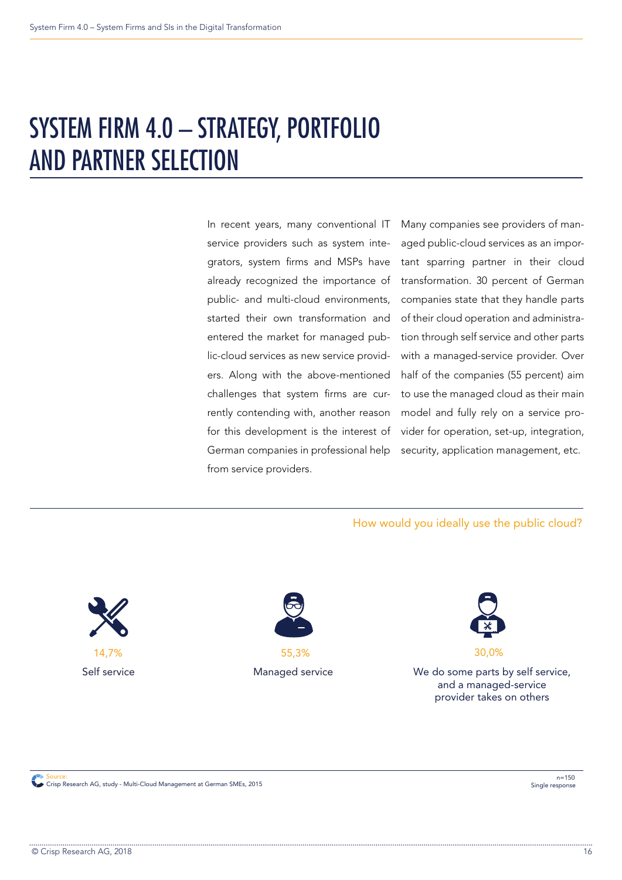# SYSTEM FIRM 4.0 – STRATEGY, PORTFOLIO AND PARTNER SELECTION

In recent years, many conventional IT service providers such as system integrators, system firms and MSPs have already recognized the importance of public- and multi-cloud environments, started their own transformation and entered the market for managed public-cloud services as new service providers. Along with the above-mentioned challenges that system firms are currently contending with, another reason for this development is the interest of German companies in professional help from service providers.

Many companies see providers of managed public-cloud services as an important sparring partner in their cloud transformation. 30 percent of German companies state that they handle parts of their cloud operation and administration through self service and other parts with a managed-service provider. Over half of the companies (55 percent) aim to use the managed cloud as their main model and fully rely on a service provider for operation, set-up, integration, security, application management, etc.

How would you ideally use the public cloud?

14,7%
Self service

55,3%
Managed service

30,0%
We do some parts by self service, and a managed-service provider takes on others

Source:
Crisp Research AG, study - Multi-Cloud Management at German SMEs, 2015

n=150
Single response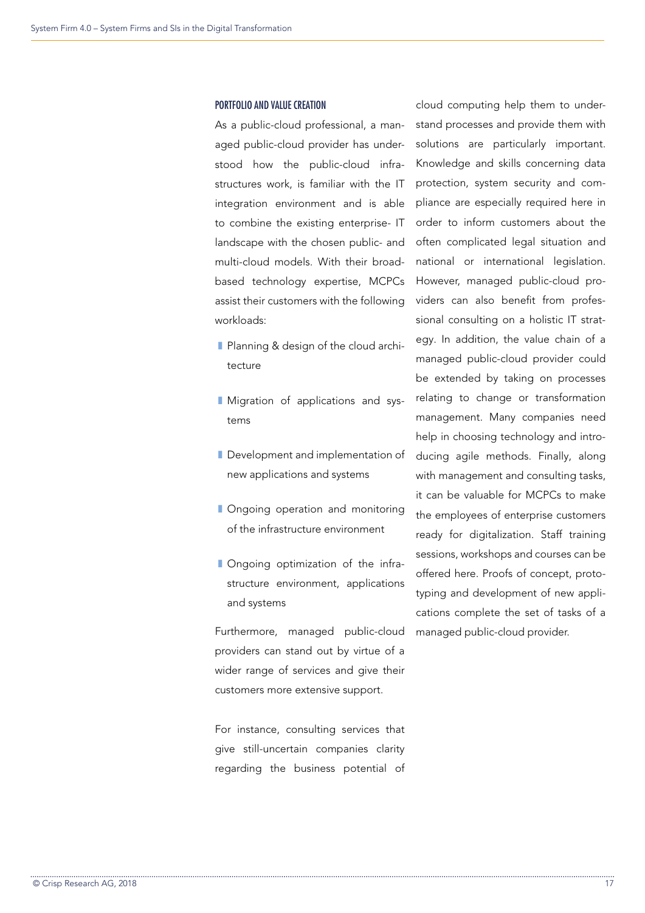#### PORTFOLIO AND VALUE CREATION

As a public-cloud professional, a managed public-cloud provider has understood how the public-cloud infrastructures work, is familiar with the IT integration environment and is able to combine the existing enterprise- IT landscape with the chosen public- and multi-cloud models. With their broad-based technology expertise, MCPCs assist their customers with the following workloads:

- Planning & design of the cloud architecture
- Migration of applications and systems
- Development and implementation of new applications and systems
- Ongoing operation and monitoring of the infrastructure environment
- Ongoing optimization of the infrastructure environment, applications and systems

Furthermore, managed public-cloud providers can stand out by virtue of a wider range of services and give their customers more extensive support.

For instance, consulting services that give still-uncertain companies clarity regarding the business potential of cloud computing help them to understand processes and provide them with solutions are particularly important. Knowledge and skills concerning data protection, system security and compliance are especially required here in order to inform customers about the often complicated legal situation and national or international legislation. However, managed public-cloud providers can also benefit from professional consulting on a holistic IT strategy. In addition, the value chain of a managed public-cloud provider could be extended by taking on processes relating to change or transformation management. Many companies need help in choosing technology and introducing agile methods. Finally, along with management and consulting tasks, it can be valuable for MCPCs to make the employees of enterprise customers ready for digitalization. Staff training sessions, workshops and courses can be offered here. Proofs of concept, prototyping and development of new applications complete the set of tasks of a managed public-cloud provider.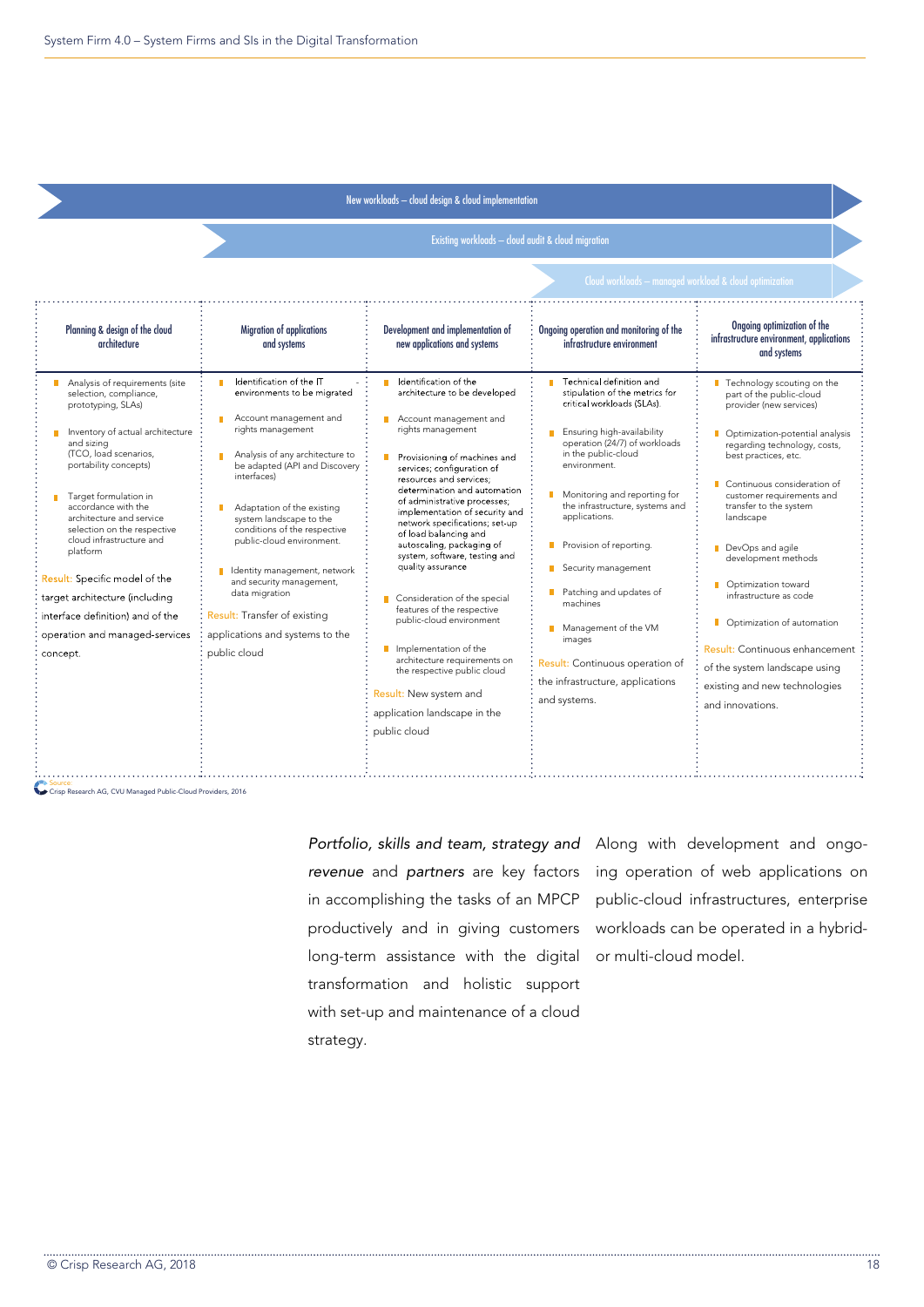New workloads – cloud design & cloud implementation

Existing workloads – cloud audit & cloud migration

Cloud workloads – managed workload & cloud optimization

| Planning & design of the cloud architecture | Migration of applications and systems | Development and implementation of new applications and systems | Ongoing operation and monitoring of the infrastructure environment | Ongoing optimization of the infrastructure environment, applications and systems |
|---|---|---|---|---|
| ▪ Analysis of requirements (site selection, compliance, prototyping, SLAs)<br><br>▪ Inventory of actual architecture and sizing (TCO, load scenarios, portability concepts)<br><br>▪ Target formulation in accordance with the architecture and service selection on the respective cloud infrastructure and platform<br><br>Result: Specific model of the target architecture (including interface definition) and of the operation and managed-services concept. | ▪ Identification of the IT environments to be migrated<br><br>▪ Account management and rights management<br><br>▪ Analysis of any architecture to be adapted (API and Discovery interfaces)<br><br>▪ Adaptation of the existing system landscape to the conditions of the respective public-cloud environment.<br><br>▪ Identity management, network and security management, data migration<br><br>Result: Transfer of existing applications and systems to the public cloud | ▪ Identification of the architecture to be developed<br><br>▪ Account management and rights management<br><br>▪ Provisioning of machines and services; configuration of resources and services; determination and automation of administrative processes; implementation of security and network specifications; set-up of load balancing and autoscaling, packaging of system, software, testing and quality assurance<br><br>▪ Consideration of the special features of the respective public-cloud environment<br><br>▪ Implementation of the architecture requirements on the respective public cloud<br><br>Result: New system and application landscape in the public cloud | ▪ Technical definition and stipulation of the metrics for critical workloads (SLAs).<br><br>▪ Ensuring high-availability operation (24/7) of workloads in the public-cloud environment.<br><br>▪ Monitoring and reporting for the infrastructure, systems and applications.<br><br>▪ Provision of reporting.<br><br>▪ Security management<br><br>▪ Patching and updates of machines<br><br>▪ Management of the VM images<br><br>Result: Continuous operation of the infrastructure, applications and systems. | ▪ Technology scouting on the part of the public-cloud provider (new services)<br><br>▪ Optimization-potential analysis regarding technology, costs, best practices, etc.<br><br>▪ Continuous consideration of customer requirements and transfer to the system landscape<br><br>▪ DevOps and agile development methods<br><br>▪ Optimization toward infrastructure as code<br><br>▪ Optimization of automation<br><br>Result: Continuous enhancement of the system landscape using existing and new technologies and innovations. |

Source: Crisp Research AG, CVU Managed Public-Cloud Providers, 2016

*Portfolio, skills and team, strategy and revenue* and *partners* are key factors in accomplishing the tasks of an MPCP productively and in giving customers long-term assistance with the digital transformation and holistic support with set-up and maintenance of a cloud strategy.

Along with development and ongoing operation of web applications on public-cloud infrastructures, enterprise workloads can be operated in a hybrid- or multi-cloud model.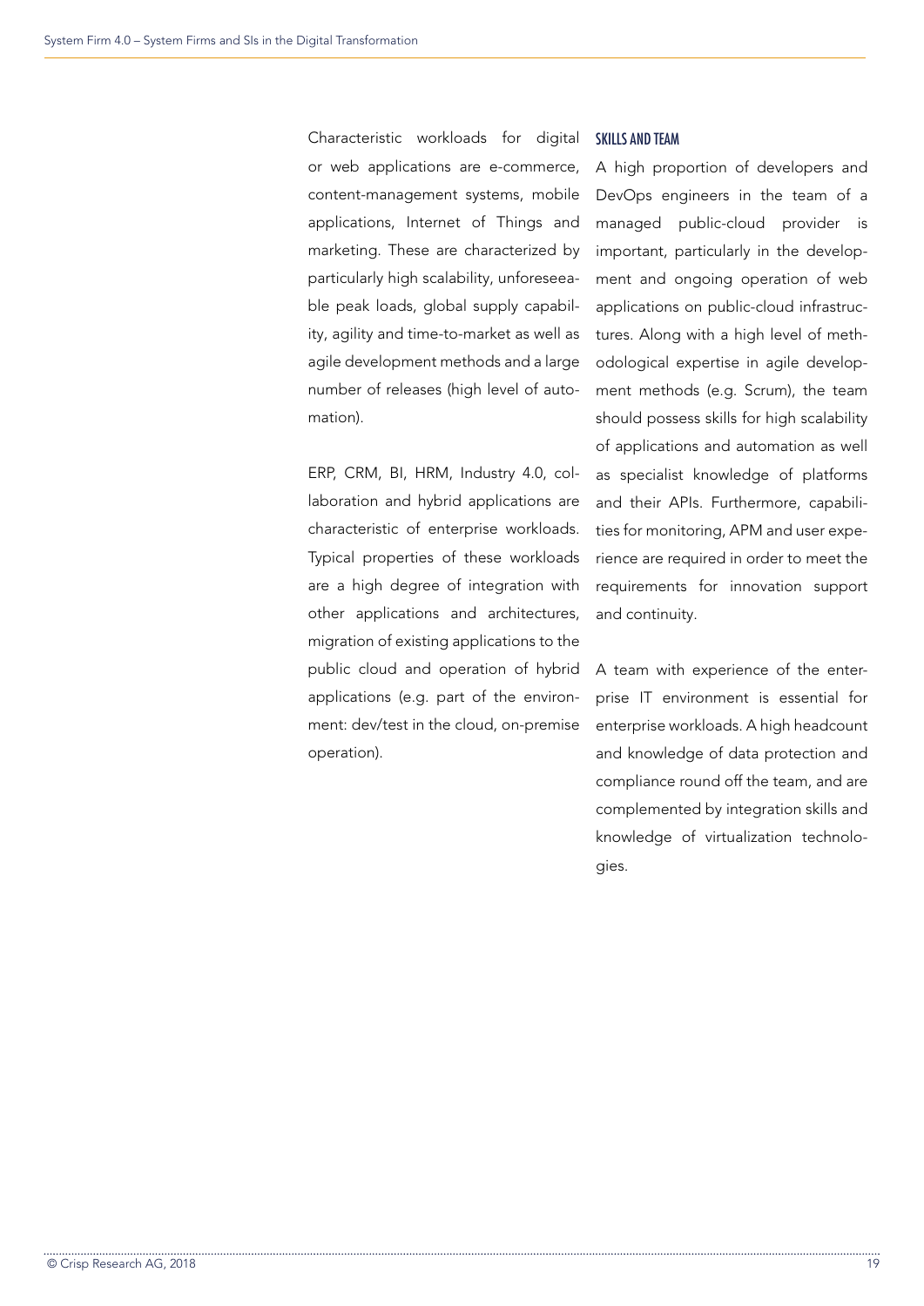Characteristic workloads for digital or web applications are e-commerce, content-management systems, mobile applications, Internet of Things and marketing. These are characterized by particularly high scalability, unforeseeable peak loads, global supply capability, agility and time-to-market as well as agile development methods and a large number of releases (high level of automation).

ERP, CRM, BI, HRM, Industry 4.0, collaboration and hybrid applications are characteristic of enterprise workloads. Typical properties of these workloads are a high degree of integration with other applications and architectures, migration of existing applications to the public cloud and operation of hybrid applications (e.g. part of the environment: dev/test in the cloud, on-premise operation).

### SKILLS AND TEAM

A high proportion of developers and DevOps engineers in the team of a managed public-cloud provider is important, particularly in the development and ongoing operation of web applications on public-cloud infrastructures. Along with a high level of methodological expertise in agile development methods (e.g. Scrum), the team should possess skills for high scalability of applications and automation as well as specialist knowledge of platforms and their APIs. Furthermore, capabilities for monitoring, APM and user experience are required in order to meet the requirements for innovation support and continuity.

A team with experience of the enterprise IT environment is essential for enterprise workloads. A high headcount and knowledge of data protection and compliance round off the team, and are complemented by integration skills and knowledge of virtualization technologies.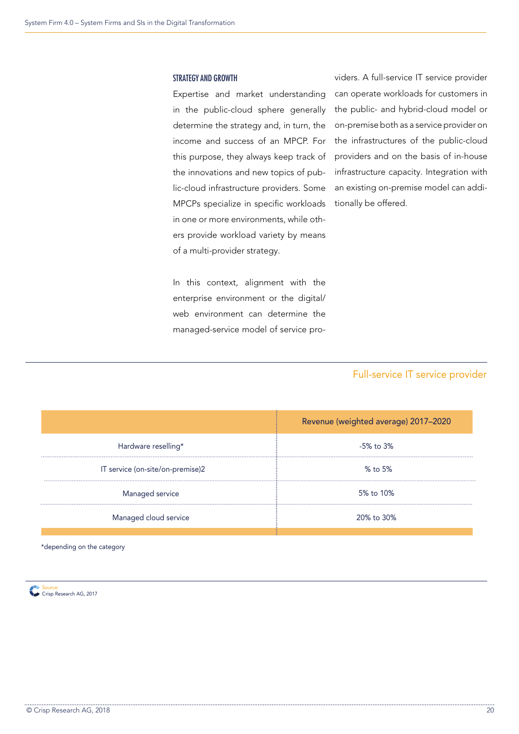### STRATEGY AND GROWTH

Expertise and market understanding in the public-cloud sphere generally determine the strategy and, in turn, the income and success of an MPCP. For this purpose, they always keep track of the innovations and new topics of public-cloud infrastructure providers. Some MPCPs specialize in specific workloads in one or more environments, while others provide workload variety by means of a multi-provider strategy.

In this context, alignment with the enterprise environment or the digital/web environment can determine the managed-service model of service providers. A full-service IT service provider can operate workloads for customers in the public- and hybrid-cloud model or on-premise both as a service provider on the infrastructures of the public-cloud providers and on the basis of in-house infrastructure capacity. Integration with an existing on-premise model can additionally be offered.

## Full-service IT service provider

| | Revenue (weighted average) 2017–2020 |
|---|---|
| Hardware reselling* | -5% to 3% |
| IT service (on-site/on-premise)2 | % to 5% |
| Managed service | 5% to 10% |
| Managed cloud service | 20% to 30% |

*depending on the category

Source:
Crisp Research AG, 2017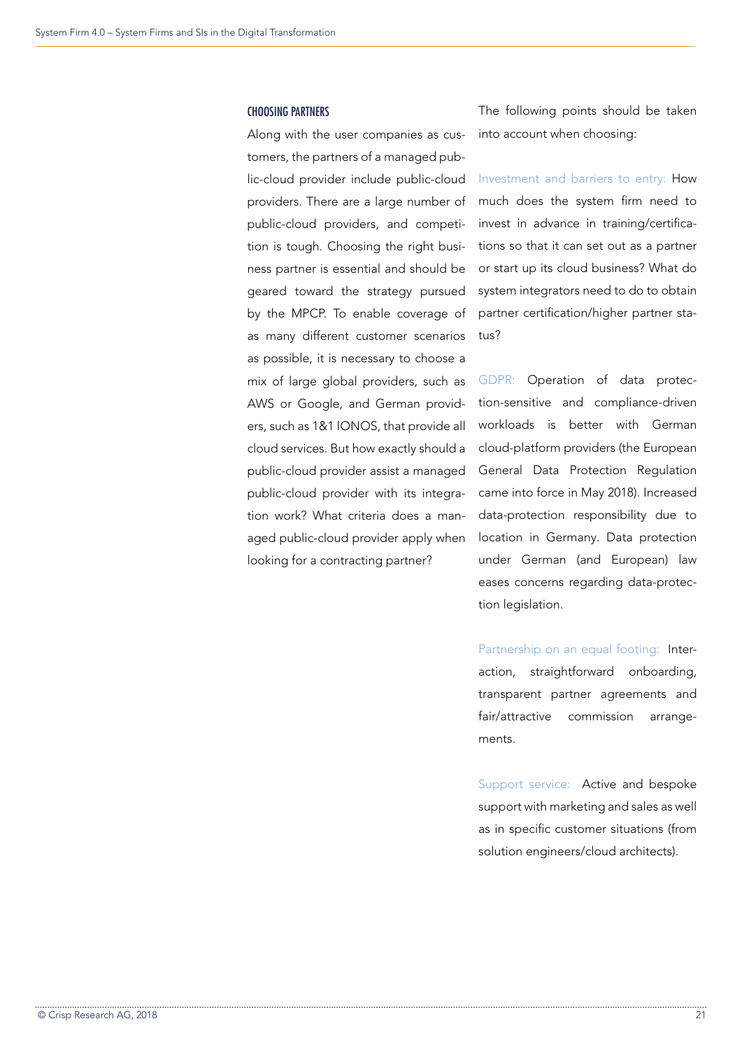### CHOOSING PARTNERS

Along with the user companies as customers, the partners of a managed public-cloud provider include public-cloud providers. There are a large number of public-cloud providers, and competition is tough. Choosing the right business partner is essential and should be geared toward the strategy pursued by the MPCP. To enable coverage of as many different customer scenarios as possible, it is necessary to choose a mix of large global providers, such as AWS or Google, and German providers, such as 1&1 IONOS, that provide all cloud services. But how exactly should a public-cloud provider assist a managed public-cloud provider with its integration work? What criteria does a managed public-cloud provider apply when looking for a contracting partner?

The following points should be taken into account when choosing:

Investment and barriers to entry: How much does the system firm need to invest in advance in training/certifications so that it can set out as a partner or start up its cloud business? What do system integrators need to do to obtain partner certification/higher partner status?

GDPR: Operation of data protection-sensitive and compliance-driven workloads is better with German cloud-platform providers (the European General Data Protection Regulation came into force in May 2018). Increased data-protection responsibility due to location in Germany. Data protection under German (and European) law eases concerns regarding data-protection legislation.

Partnership on an equal footing: Interaction, straightforward onboarding, transparent partner agreements and fair/attractive commission arrangements.

Support service: Active and bespoke support with marketing and sales as well as in specific customer situations (from solution engineers/cloud architects).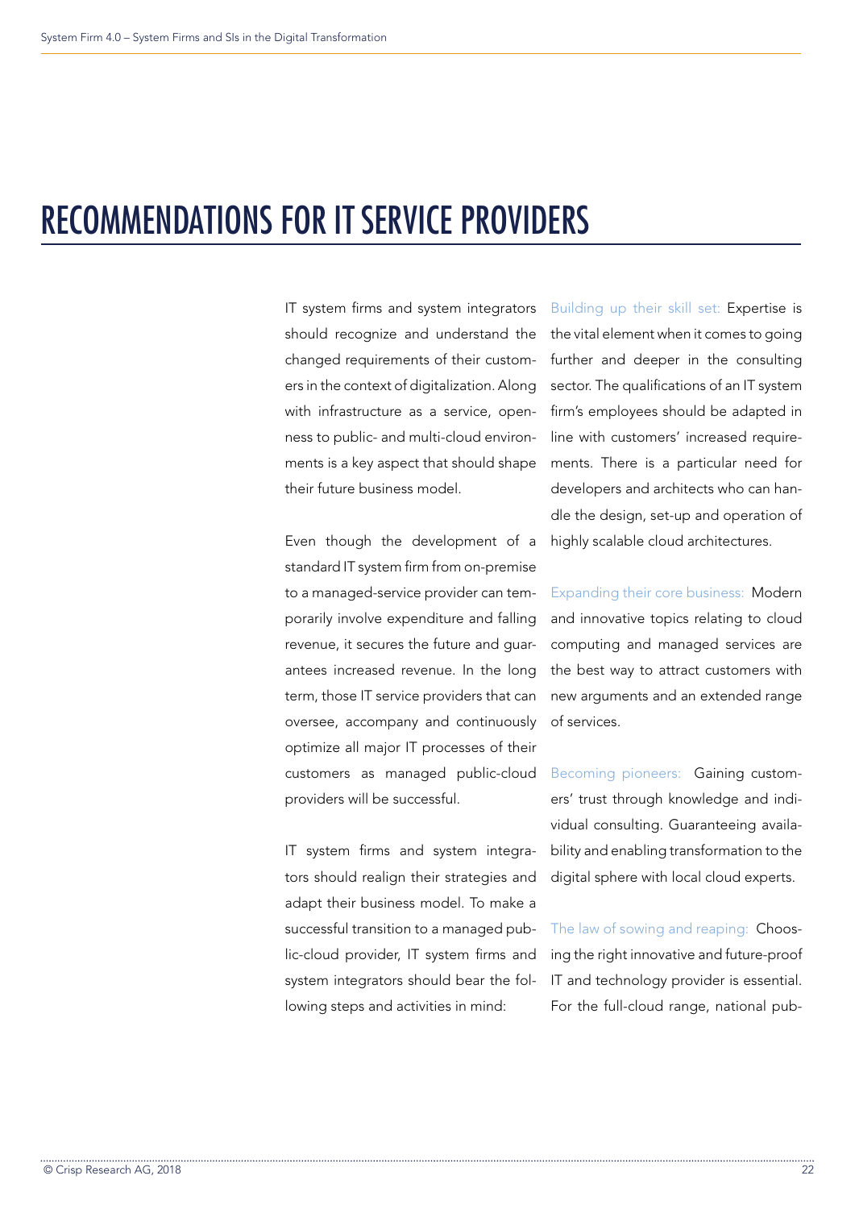# RECOMMENDATIONS FOR IT SERVICE PROVIDERS

IT system firms and system integrators should recognize and understand the changed requirements of their customers in the context of digitalization. Along with infrastructure as a service, openness to public- and multi-cloud environments is a key aspect that should shape their future business model.

Even though the development of a standard IT system firm from on-premise to a managed-service provider can temporarily involve expenditure and falling revenue, it secures the future and guarantees increased revenue. In the long term, those IT service providers that can oversee, accompany and continuously optimize all major IT processes of their customers as managed public-cloud providers will be successful.

IT system firms and system integrators should realign their strategies and adapt their business model. To make a successful transition to a managed public-cloud provider, IT system firms and system integrators should bear the following steps and activities in mind:

Building up their skill set: Expertise is the vital element when it comes to going further and deeper in the consulting sector. The qualifications of an IT system firm's employees should be adapted in line with customers' increased requirements. There is a particular need for developers and architects who can handle the design, set-up and operation of highly scalable cloud architectures.

Expanding their core business: Modern and innovative topics relating to cloud computing and managed services are the best way to attract customers with new arguments and an extended range of services.

Becoming pioneers: Gaining customers' trust through knowledge and individual consulting. Guaranteeing availability and enabling transformation to the digital sphere with local cloud experts.

The law of sowing and reaping: Choosing the right innovative and future-proof IT and technology provider is essential. For the full-cloud range, national pub-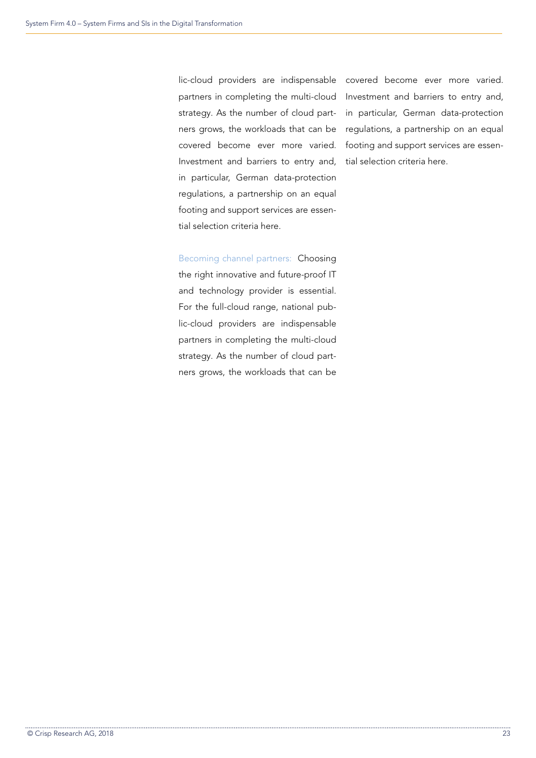lic-cloud providers are indispensable partners in completing the multi-cloud strategy. As the number of cloud partners grows, the workloads that can be covered become ever more varied. Investment and barriers to entry and, in particular, German data-protection regulations, a partnership on an equal footing and support services are essential selection criteria here.

Becoming channel partners: Choosing the right innovative and future-proof IT and technology provider is essential. For the full-cloud range, national public-cloud providers are indispensable partners in completing the multi-cloud strategy. As the number of cloud partners grows, the workloads that can be covered become ever more varied. Investment and barriers to entry and, in particular, German data-protection regulations, a partnership on an equal footing and support services are essential selection criteria here.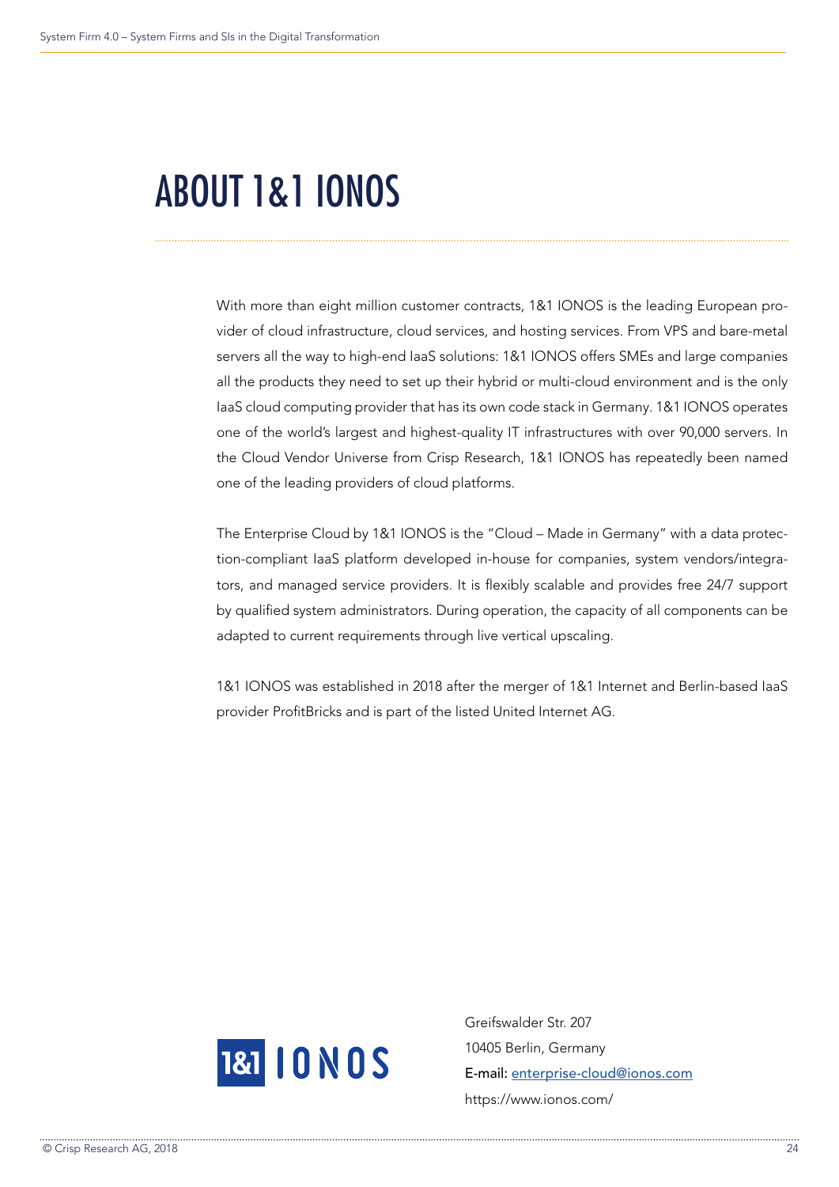# ABOUT 1&1 IONOS

With more than eight million customer contracts, 1&1 IONOS is the leading European provider of cloud infrastructure, cloud services, and hosting services. From VPS and bare-metal servers all the way to high-end IaaS solutions: 1&1 IONOS offers SMEs and large companies all the products they need to set up their hybrid or multi-cloud environment and is the only IaaS cloud computing provider that has its own code stack in Germany. 1&1 IONOS operates one of the world's largest and highest-quality IT infrastructures with over 90,000 servers. In the Cloud Vendor Universe from Crisp Research, 1&1 IONOS has repeatedly been named one of the leading providers of cloud platforms.

The Enterprise Cloud by 1&1 IONOS is the "Cloud – Made in Germany" with a data protection-compliant IaaS platform developed in-house for companies, system vendors/integrators, and managed service providers. It is flexibly scalable and provides free 24/7 support by qualified system administrators. During operation, the capacity of all components can be adapted to current requirements through live vertical upscaling.

1&1 IONOS was established in 2018 after the merger of 1&1 Internet and Berlin-based IaaS provider ProfitBricks and is part of the listed United Internet AG.

1&1 IONOS

Greifswalder Str. 207
10405 Berlin, Germany
**E-mail:** enterprise-cloud@ionos.com
https://www.ionos.com/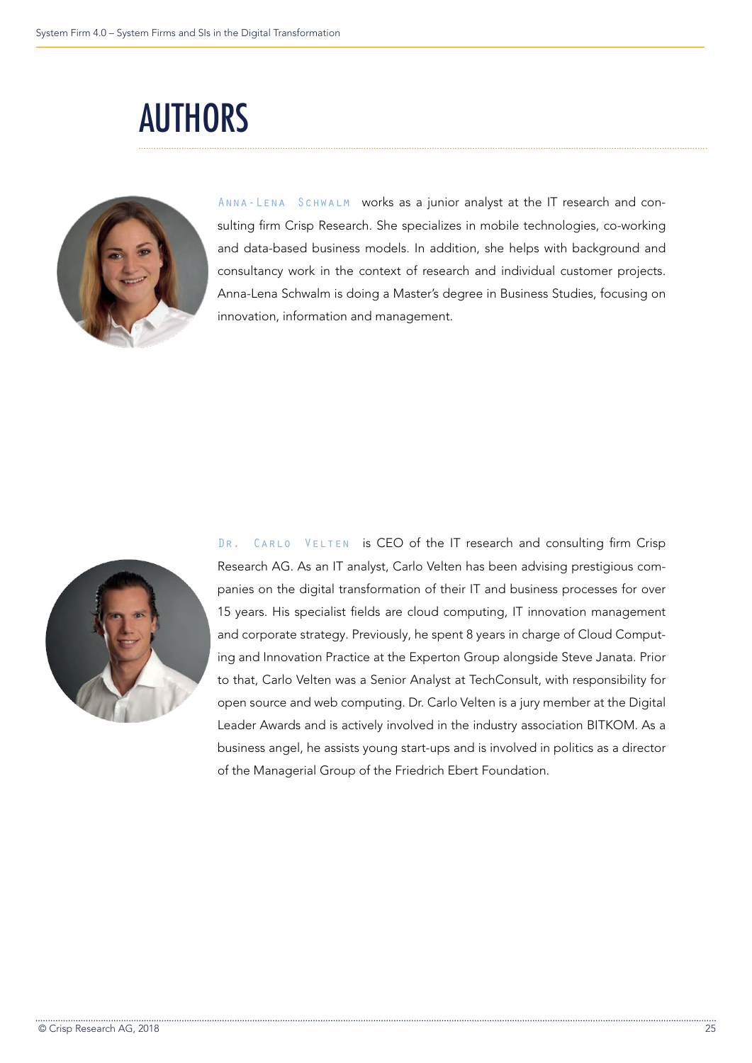# AUTHORS

**Anna-Lena Schwalm** works as a junior analyst at the IT research and consulting firm Crisp Research. She specializes in mobile technologies, co-working and data-based business models. In addition, she helps with background and consultancy work in the context of research and individual customer projects. Anna-Lena Schwalm is doing a Master's degree in Business Studies, focusing on innovation, information and management.

**Dr. Carlo Velten** is CEO of the IT research and consulting firm Crisp Research AG. As an IT analyst, Carlo Velten has been advising prestigious companies on the digital transformation of their IT and business processes for over 15 years. His specialist fields are cloud computing, IT innovation management and corporate strategy. Previously, he spent 8 years in charge of Cloud Computing and Innovation Practice at the Experton Group alongside Steve Janata. Prior to that, Carlo Velten was a Senior Analyst at TechConsult, with responsibility for open source and web computing. Dr. Carlo Velten is a jury member at the Digital Leader Awards and is actively involved in the industry association BITKOM. As a business angel, he assists young start-ups and is involved in politics as a director of the Managerial Group of the Friedrich Ebert Foundation.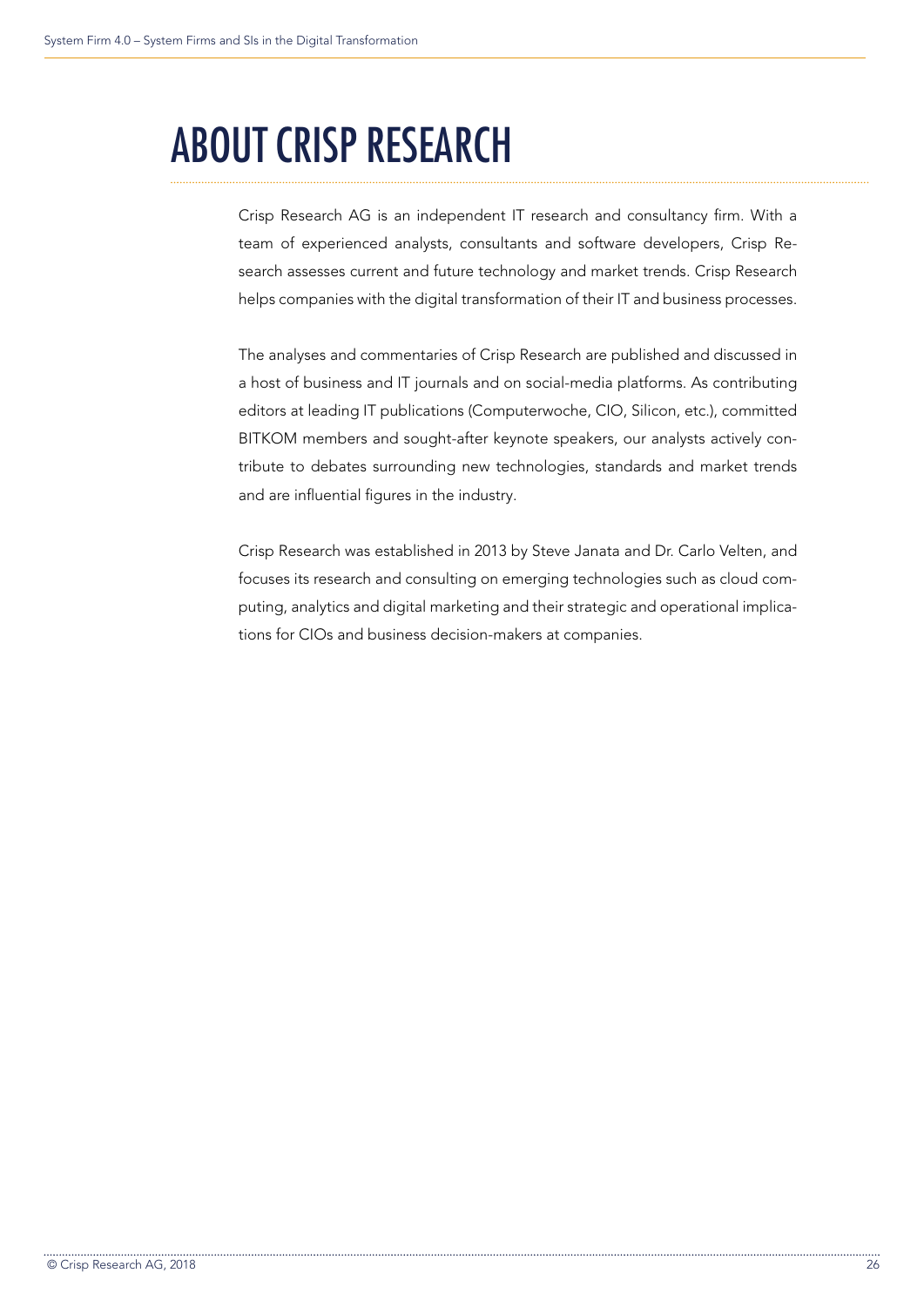# ABOUT CRISP RESEARCH

Crisp Research AG is an independent IT research and consultancy firm. With a team of experienced analysts, consultants and software developers, Crisp Research assesses current and future technology and market trends. Crisp Research helps companies with the digital transformation of their IT and business processes.

The analyses and commentaries of Crisp Research are published and discussed in a host of business and IT journals and on social-media platforms. As contributing editors at leading IT publications (Computerwoche, CIO, Silicon, etc.), committed BITKOM members and sought-after keynote speakers, our analysts actively contribute to debates surrounding new technologies, standards and market trends and are influential figures in the industry.

Crisp Research was established in 2013 by Steve Janata and Dr. Carlo Velten, and focuses its research and consulting on emerging technologies such as cloud computing, analytics and digital marketing and their strategic and operational implications for CIOs and business decision-makers at companies.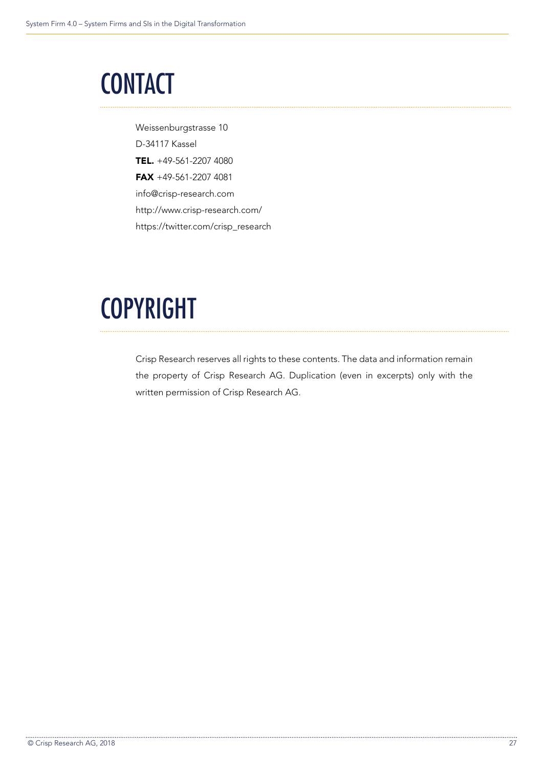# CONTACT

Weissenburgstrasse 10
D-34117 Kassel
**TEL.** +49-561-2207 4080
**FAX** +49-561-2207 4081
info@crisp-research.com
http://www.crisp-research.com/
https://twitter.com/crisp_research

# COPYRIGHT

Crisp Research reserves all rights to these contents. The data and information remain the property of Crisp Research AG. Duplication (even in excerpts) only with the written permission of Crisp Research AG.